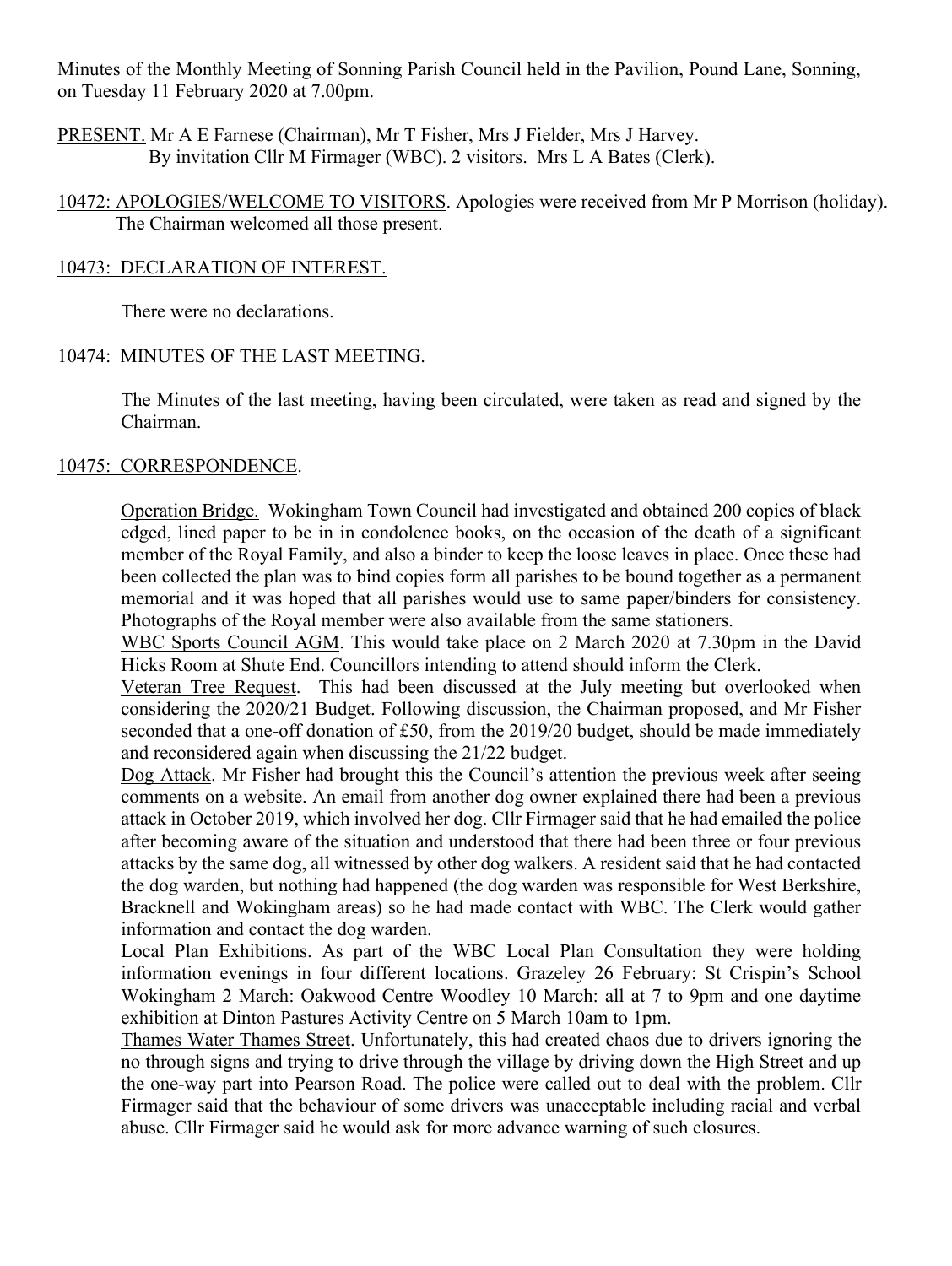Minutes of the Monthly Meeting of Sonning Parish Council held in the Pavilion, Pound Lane, Sonning, on Tuesday 11 February 2020 at 7.00pm.

PRESENT. Mr A E Farnese (Chairman), Mr T Fisher, Mrs J Fielder, Mrs J Harvey.
By invitation Cllr M Firmager (WBC). 2 visitors. Mrs L A Bates (Clerk).

10472: APOLOGIES/WELCOME TO VISITORS. Apologies were received from Mr P Morrison (holiday). The Chairman welcomed all those present.

10473: DECLARATION OF INTEREST.

There were no declarations.

10474: MINUTES OF THE LAST MEETING.

The Minutes of the last meeting, having been circulated, were taken as read and signed by the Chairman.

10475: CORRESPONDENCE.

Operation Bridge. Wokingham Town Council had investigated and obtained 200 copies of black edged, lined paper to be in in condolence books, on the occasion of the death of a significant member of the Royal Family, and also a binder to keep the loose leaves in place. Once these had been collected the plan was to bind copies form all parishes to be bound together as a permanent memorial and it was hoped that all parishes would use to same paper/binders for consistency. Photographs of the Royal member were also available from the same stationers.

WBC Sports Council AGM. This would take place on 2 March 2020 at 7.30pm in the David Hicks Room at Shute End. Councillors intending to attend should inform the Clerk.

Veteran Tree Request. This had been discussed at the July meeting but overlooked when considering the 2020/21 Budget. Following discussion, the Chairman proposed, and Mr Fisher seconded that a one-off donation of £50, from the 2019/20 budget, should be made immediately and reconsidered again when discussing the 21/22 budget.

Dog Attack. Mr Fisher had brought this the Council's attention the previous week after seeing comments on a website. An email from another dog owner explained there had been a previous attack in October 2019, which involved her dog. Cllr Firmager said that he had emailed the police after becoming aware of the situation and understood that there had been three or four previous attacks by the same dog, all witnessed by other dog walkers. A resident said that he had contacted the dog warden, but nothing had happened (the dog warden was responsible for West Berkshire, Bracknell and Wokingham areas) so he had made contact with WBC. The Clerk would gather information and contact the dog warden.

Local Plan Exhibitions. As part of the WBC Local Plan Consultation they were holding information evenings in four different locations. Grazeley 26 February: St Crispin's School Wokingham 2 March: Oakwood Centre Woodley 10 March: all at 7 to 9pm and one daytime exhibition at Dinton Pastures Activity Centre on 5 March 10am to 1pm.

Thames Water Thames Street. Unfortunately, this had created chaos due to drivers ignoring the no through signs and trying to drive through the village by driving down the High Street and up the one-way part into Pearson Road. The police were called out to deal with the problem. Cllr Firmager said that the behaviour of some drivers was unacceptable including racial and verbal abuse. Cllr Firmager said he would ask for more advance warning of such closures.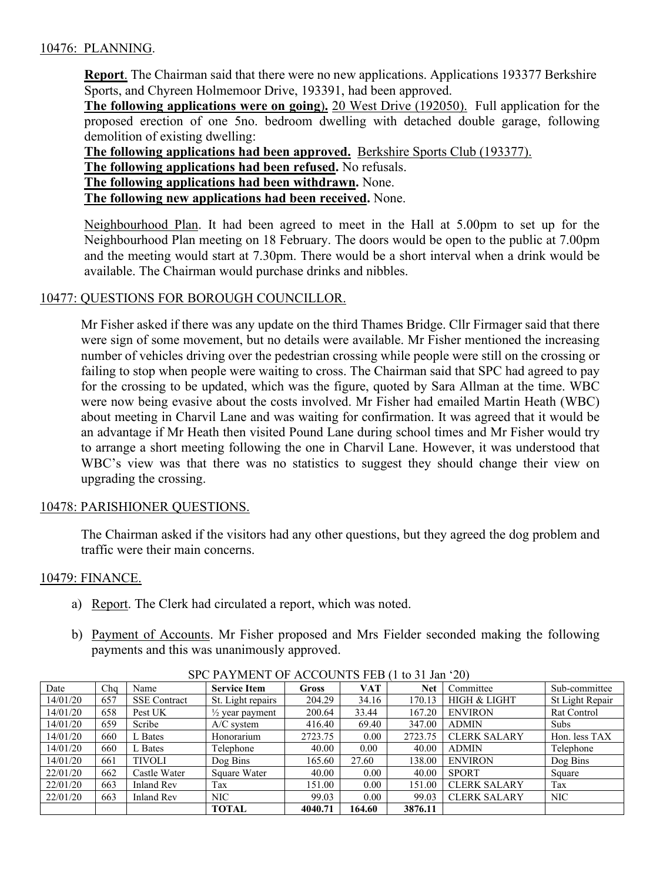10476: PLANNING.

**Report**. The Chairman said that there were no new applications. Applications 193377 Berkshire Sports, and Chyreen Holmemoor Drive, 193391, had been approved.

**The following applications were on going).** 20 West Drive (192050). Full application for the proposed erection of one 5no. bedroom dwelling with detached double garage, following demolition of existing dwelling:

**The following applications had been approved.** Berkshire Sports Club (193377).

**The following applications had been refused.** No refusals.

**The following applications had been withdrawn.** None.

**The following new applications had been received.** None.

Neighbourhood Plan. It had been agreed to meet in the Hall at 5.00pm to set up for the Neighbourhood Plan meeting on 18 February. The doors would be open to the public at 7.00pm and the meeting would start at 7.30pm. There would be a short interval when a drink would be available. The Chairman would purchase drinks and nibbles.

10477: QUESTIONS FOR BOROUGH COUNCILLOR.

Mr Fisher asked if there was any update on the third Thames Bridge. Cllr Firmager said that there were sign of some movement, but no details were available. Mr Fisher mentioned the increasing number of vehicles driving over the pedestrian crossing while people were still on the crossing or failing to stop when people were waiting to cross. The Chairman said that SPC had agreed to pay for the crossing to be updated, which was the figure, quoted by Sara Allman at the time. WBC were now being evasive about the costs involved. Mr Fisher had emailed Martin Heath (WBC) about meeting in Charvil Lane and was waiting for confirmation. It was agreed that it would be an advantage if Mr Heath then visited Pound Lane during school times and Mr Fisher would try to arrange a short meeting following the one in Charvil Lane. However, it was understood that WBC's view was that there was no statistics to suggest they should change their view on upgrading the crossing.

10478: PARISHIONER QUESTIONS.

The Chairman asked if the visitors had any other questions, but they agreed the dog problem and traffic were their main concerns.

10479: FINANCE.

a) Report. The Clerk had circulated a report, which was noted.

b) Payment of Accounts. Mr Fisher proposed and Mrs Fielder seconded making the following payments and this was unanimously approved.

SPC PAYMENT OF ACCOUNTS FEB (1 to 31 Jan '20)

| Date | Chq | Name | Service Item | Gross | VAT | Net | Committee | Sub-committee |
|---|---|---|---|---|---|---|---|---|
| 14/01/20 | 657 | SSE Contract | St. Light repairs | 204.29 | 34.16 | 170.13 | HIGH & LIGHT | St Light Repair |
| 14/01/20 | 658 | Pest UK | ½ year payment | 200.64 | 33.44 | 167.20 | ENVIRON | Rat Control |
| 14/01/20 | 659 | Scribe | A/C system | 416.40 | 69.40 | 347.00 | ADMIN | Subs |
| 14/01/20 | 660 | L Bates | Honorarium | 2723.75 | 0.00 | 2723.75 | CLERK SALARY | Hon. less TAX |
| 14/01/20 | 660 | L Bates | Telephone | 40.00 | 0.00 | 40.00 | ADMIN | Telephone |
| 14/01/20 | 661 | TIVOLI | Dog Bins | 165.60 | 27.60 | 138.00 | ENVIRON | Dog Bins |
| 22/01/20 | 662 | Castle Water | Square Water | 40.00 | 0.00 | 40.00 | SPORT | Square |
| 22/01/20 | 663 | Inland Rev | Tax | 151.00 | 0.00 | 151.00 | CLERK SALARY | Tax |
| 22/01/20 | 663 | Inland Rev | NIC | 99.03 | 0.00 | 99.03 | CLERK SALARY | NIC |
| | | | **TOTAL** | **4040.71** | **164.60** | **3876.11** | | |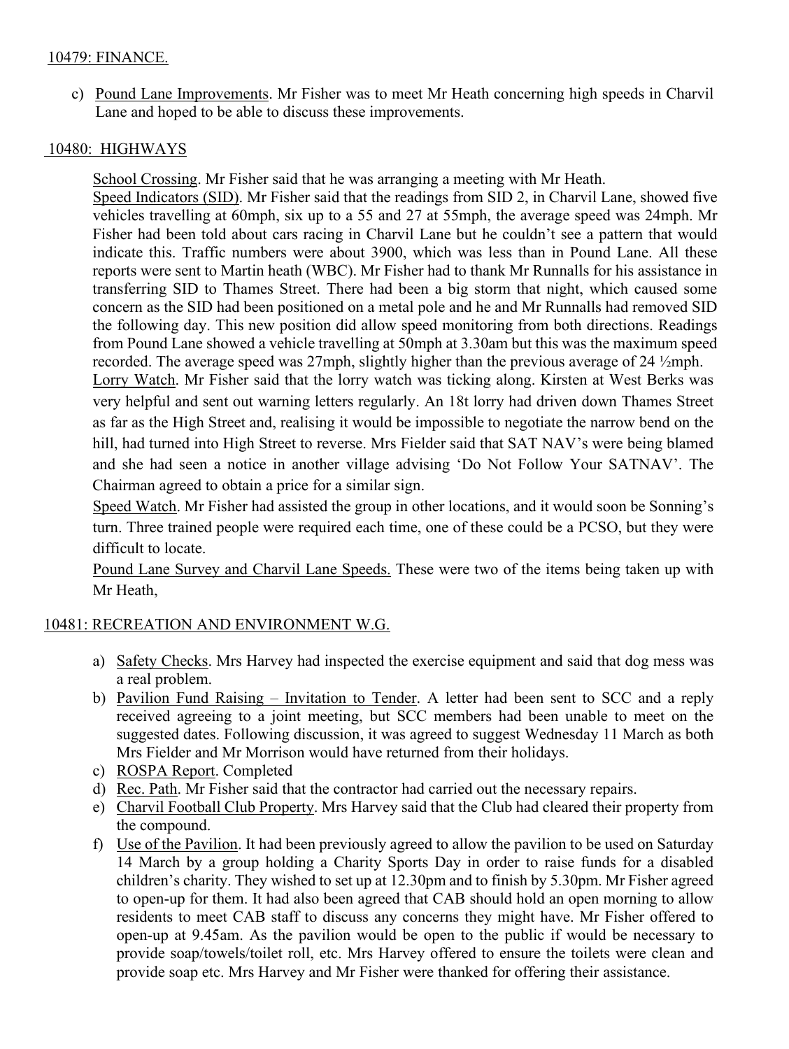## 10479: FINANCE.

c) Pound Lane Improvements. Mr Fisher was to meet Mr Heath concerning high speeds in Charvil Lane and hoped to be able to discuss these improvements.

## 10480: HIGHWAYS

School Crossing. Mr Fisher said that he was arranging a meeting with Mr Heath.

Speed Indicators (SID). Mr Fisher said that the readings from SID 2, in Charvil Lane, showed five vehicles travelling at 60mph, six up to a 55 and 27 at 55mph, the average speed was 24mph. Mr Fisher had been told about cars racing in Charvil Lane but he couldn't see a pattern that would indicate this. Traffic numbers were about 3900, which was less than in Pound Lane. All these reports were sent to Martin heath (WBC). Mr Fisher had to thank Mr Runnalls for his assistance in transferring SID to Thames Street. There had been a big storm that night, which caused some concern as the SID had been positioned on a metal pole and he and Mr Runnalls had removed SID the following day. This new position did allow speed monitoring from both directions. Readings from Pound Lane showed a vehicle travelling at 50mph at 3.30am but this was the maximum speed recorded. The average speed was 27mph, slightly higher than the previous average of 24 ½mph.

Lorry Watch. Mr Fisher said that the lorry watch was ticking along. Kirsten at West Berks was very helpful and sent out warning letters regularly. An 18t lorry had driven down Thames Street as far as the High Street and, realising it would be impossible to negotiate the narrow bend on the hill, had turned into High Street to reverse. Mrs Fielder said that SAT NAV's were being blamed and she had seen a notice in another village advising 'Do Not Follow Your SATNAV'. The Chairman agreed to obtain a price for a similar sign.

Speed Watch. Mr Fisher had assisted the group in other locations, and it would soon be Sonning's turn. Three trained people were required each time, one of these could be a PCSO, but they were difficult to locate.

Pound Lane Survey and Charvil Lane Speeds. These were two of the items being taken up with Mr Heath,

## 10481: RECREATION AND ENVIRONMENT W.G.

a) Safety Checks. Mrs Harvey had inspected the exercise equipment and said that dog mess was a real problem.
b) Pavilion Fund Raising – Invitation to Tender. A letter had been sent to SCC and a reply received agreeing to a joint meeting, but SCC members had been unable to meet on the suggested dates. Following discussion, it was agreed to suggest Wednesday 11 March as both Mrs Fielder and Mr Morrison would have returned from their holidays.
c) ROSPA Report. Completed
d) Rec. Path. Mr Fisher said that the contractor had carried out the necessary repairs.
e) Charvil Football Club Property. Mrs Harvey said that the Club had cleared their property from the compound.
f) Use of the Pavilion. It had been previously agreed to allow the pavilion to be used on Saturday 14 March by a group holding a Charity Sports Day in order to raise funds for a disabled children's charity. They wished to set up at 12.30pm and to finish by 5.30pm. Mr Fisher agreed to open-up for them. It had also been agreed that CAB should hold an open morning to allow residents to meet CAB staff to discuss any concerns they might have. Mr Fisher offered to open-up at 9.45am. As the pavilion would be open to the public if would be necessary to provide soap/towels/toilet roll, etc. Mrs Harvey offered to ensure the toilets were clean and provide soap etc. Mrs Harvey and Mr Fisher were thanked for offering their assistance.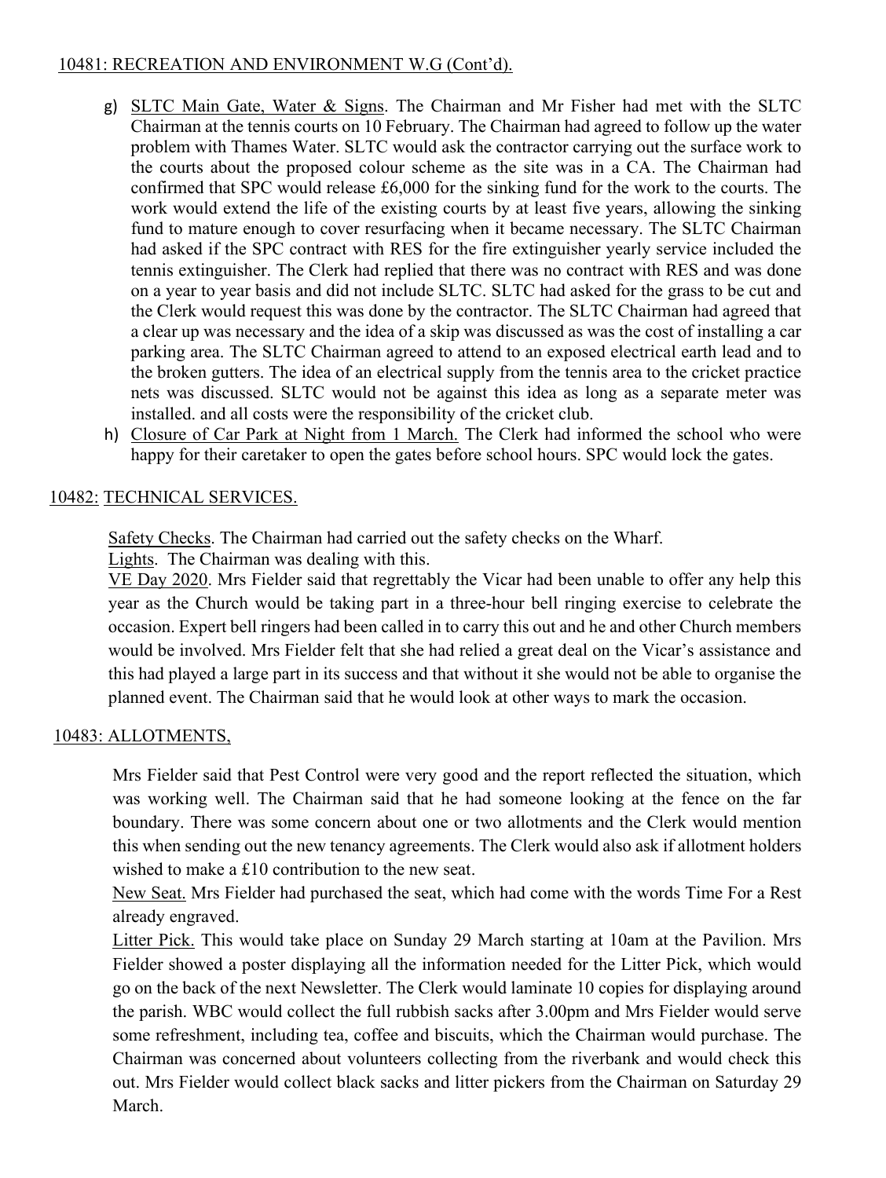## 10481: RECREATION AND ENVIRONMENT W.G (Cont'd).

g) SLTC Main Gate, Water & Signs. The Chairman and Mr Fisher had met with the SLTC Chairman at the tennis courts on 10 February. The Chairman had agreed to follow up the water problem with Thames Water. SLTC would ask the contractor carrying out the surface work to the courts about the proposed colour scheme as the site was in a CA. The Chairman had confirmed that SPC would release £6,000 for the sinking fund for the work to the courts. The work would extend the life of the existing courts by at least five years, allowing the sinking fund to mature enough to cover resurfacing when it became necessary. The SLTC Chairman had asked if the SPC contract with RES for the fire extinguisher yearly service included the tennis extinguisher. The Clerk had replied that there was no contract with RES and was done on a year to year basis and did not include SLTC. SLTC had asked for the grass to be cut and the Clerk would request this was done by the contractor. The SLTC Chairman had agreed that a clear up was necessary and the idea of a skip was discussed as was the cost of installing a car parking area. The SLTC Chairman agreed to attend to an exposed electrical earth lead and to the broken gutters. The idea of an electrical supply from the tennis area to the cricket practice nets was discussed. SLTC would not be against this idea as long as a separate meter was installed. and all costs were the responsibility of the cricket club.

h) Closure of Car Park at Night from 1 March. The Clerk had informed the school who were happy for their caretaker to open the gates before school hours. SPC would lock the gates.

## 10482: TECHNICAL SERVICES.

Safety Checks. The Chairman had carried out the safety checks on the Wharf.

Lights. The Chairman was dealing with this.

VE Day 2020. Mrs Fielder said that regrettably the Vicar had been unable to offer any help this year as the Church would be taking part in a three-hour bell ringing exercise to celebrate the occasion. Expert bell ringers had been called in to carry this out and he and other Church members would be involved. Mrs Fielder felt that she had relied a great deal on the Vicar's assistance and this had played a large part in its success and that without it she would not be able to organise the planned event. The Chairman said that he would look at other ways to mark the occasion.

## 10483: ALLOTMENTS,

Mrs Fielder said that Pest Control were very good and the report reflected the situation, which was working well. The Chairman said that he had someone looking at the fence on the far boundary. There was some concern about one or two allotments and the Clerk would mention this when sending out the new tenancy agreements. The Clerk would also ask if allotment holders wished to make a £10 contribution to the new seat.

New Seat. Mrs Fielder had purchased the seat, which had come with the words Time For a Rest already engraved.

Litter Pick. This would take place on Sunday 29 March starting at 10am at the Pavilion. Mrs Fielder showed a poster displaying all the information needed for the Litter Pick, which would go on the back of the next Newsletter. The Clerk would laminate 10 copies for displaying around the parish. WBC would collect the full rubbish sacks after 3.00pm and Mrs Fielder would serve some refreshment, including tea, coffee and biscuits, which the Chairman would purchase. The Chairman was concerned about volunteers collecting from the riverbank and would check this out. Mrs Fielder would collect black sacks and litter pickers from the Chairman on Saturday 29 March.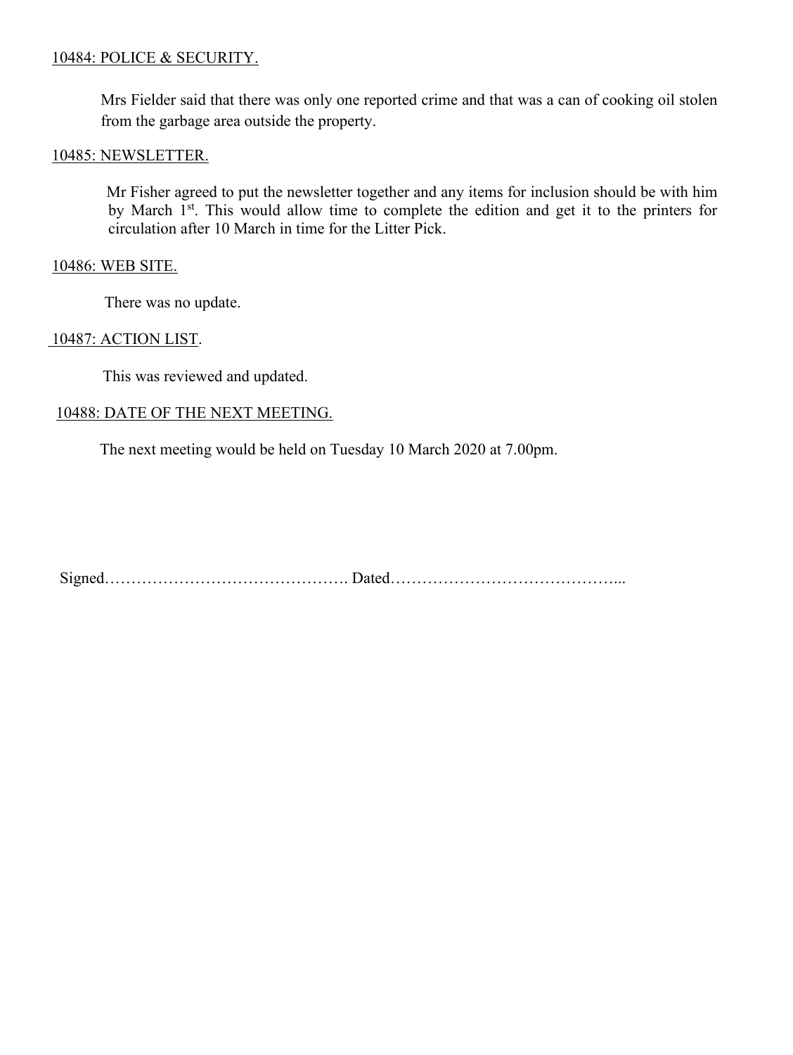10484: POLICE & SECURITY.

Mrs Fielder said that there was only one reported crime and that was a can of cooking oil stolen from the garbage area outside the property.

10485: NEWSLETTER.

Mr Fisher agreed to put the newsletter together and any items for inclusion should be with him by March 1st. This would allow time to complete the edition and get it to the printers for circulation after 10 March in time for the Litter Pick.

10486: WEB SITE.

There was no update.

10487: ACTION LIST.

This was reviewed and updated.

10488: DATE OF THE NEXT MEETING.

The next meeting would be held on Tuesday 10 March 2020 at 7.00pm.

Signed………………………………………. Dated……………………………………...